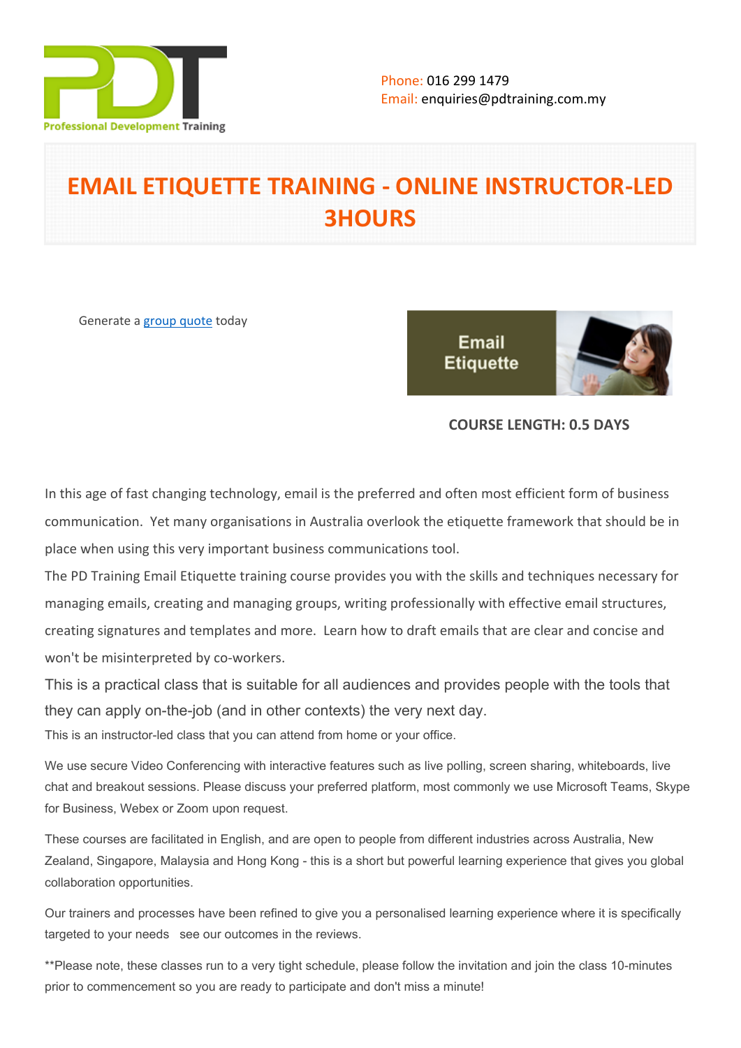Phone: 016 299 1479
Email: enquiries@pdtraining.com.my

# EMAIL ETIQUETTE TRAINING - ONLINE INSTRUCTOR-LED 3HOURS

Generate a group quote today

**COURSE LENGTH: 0.5 DAYS**

In this age of fast changing technology, email is the preferred and often most efficient form of business communication. Yet many organisations in Australia overlook the etiquette framework that should be in place when using this very important business communications tool.

The PD Training Email Etiquette training course provides you with the skills and techniques necessary for managing emails, creating and managing groups, writing professionally with effective email structures, creating signatures and templates and more. Learn how to draft emails that are clear and concise and won't be misinterpreted by co-workers.

This is a practical class that is suitable for all audiences and provides people with the tools that they can apply on-the-job (and in other contexts) the very next day.

This is an instructor-led class that you can attend from home or your office.

We use secure Video Conferencing with interactive features such as live polling, screen sharing, whiteboards, live chat and breakout sessions. Please discuss your preferred platform, most commonly we use Microsoft Teams, Skype for Business, Webex or Zoom upon request.

These courses are facilitated in English, and are open to people from different industries across Australia, New Zealand, Singapore, Malaysia and Hong Kong - this is a short but powerful learning experience that gives you global collaboration opportunities.

Our trainers and processes have been refined to give you a personalised learning experience where it is specifically targeted to your needs see our outcomes in the reviews.

**Please note, these classes run to a very tight schedule, please follow the invitation and join the class 10-minutes prior to commencement so you are ready to participate and don't miss a minute!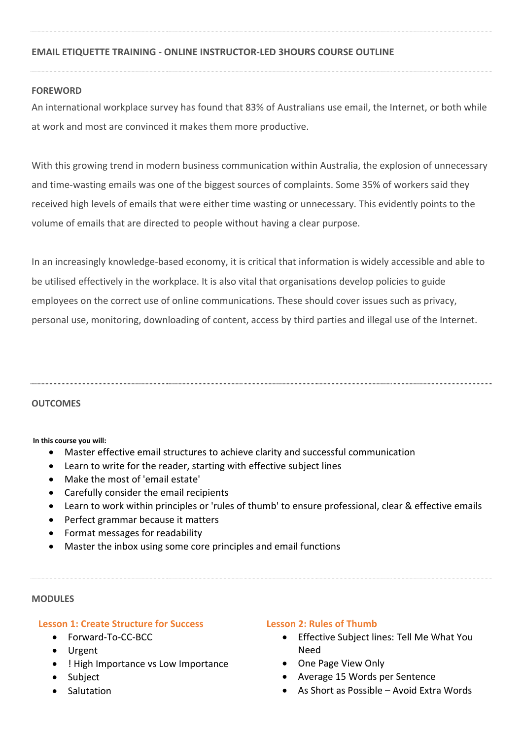## EMAIL ETIQUETTE TRAINING - ONLINE INSTRUCTOR-LED 3HOURS COURSE OUTLINE

### FOREWORD

An international workplace survey has found that 83% of Australians use email, the Internet, or both while at work and most are convinced it makes them more productive.

With this growing trend in modern business communication within Australia, the explosion of unnecessary and time-wasting emails was one of the biggest sources of complaints. Some 35% of workers said they received high levels of emails that were either time wasting or unnecessary. This evidently points to the volume of emails that are directed to people without having a clear purpose.

In an increasingly knowledge-based economy, it is critical that information is widely accessible and able to be utilised effectively in the workplace. It is also vital that organisations develop policies to guide employees on the correct use of online communications. These should cover issues such as privacy, personal use, monitoring, downloading of content, access by third parties and illegal use of the Internet.

### OUTCOMES

**In this course you will:**

- Master effective email structures to achieve clarity and successful communication
- Learn to write for the reader, starting with effective subject lines
- Make the most of 'email estate'
- Carefully consider the email recipients
- Learn to work within principles or 'rules of thumb' to ensure professional, clear & effective emails
- Perfect grammar because it matters
- Format messages for readability
- Master the inbox using some core principles and email functions

### MODULES

#### Lesson 1: Create Structure for Success

- Forward-To-CC-BCC
- Urgent
- ! High Importance vs Low Importance
- Subject
- Salutation

#### Lesson 2: Rules of Thumb

- Effective Subject lines: Tell Me What You Need
- One Page View Only
- Average 15 Words per Sentence
- As Short as Possible – Avoid Extra Words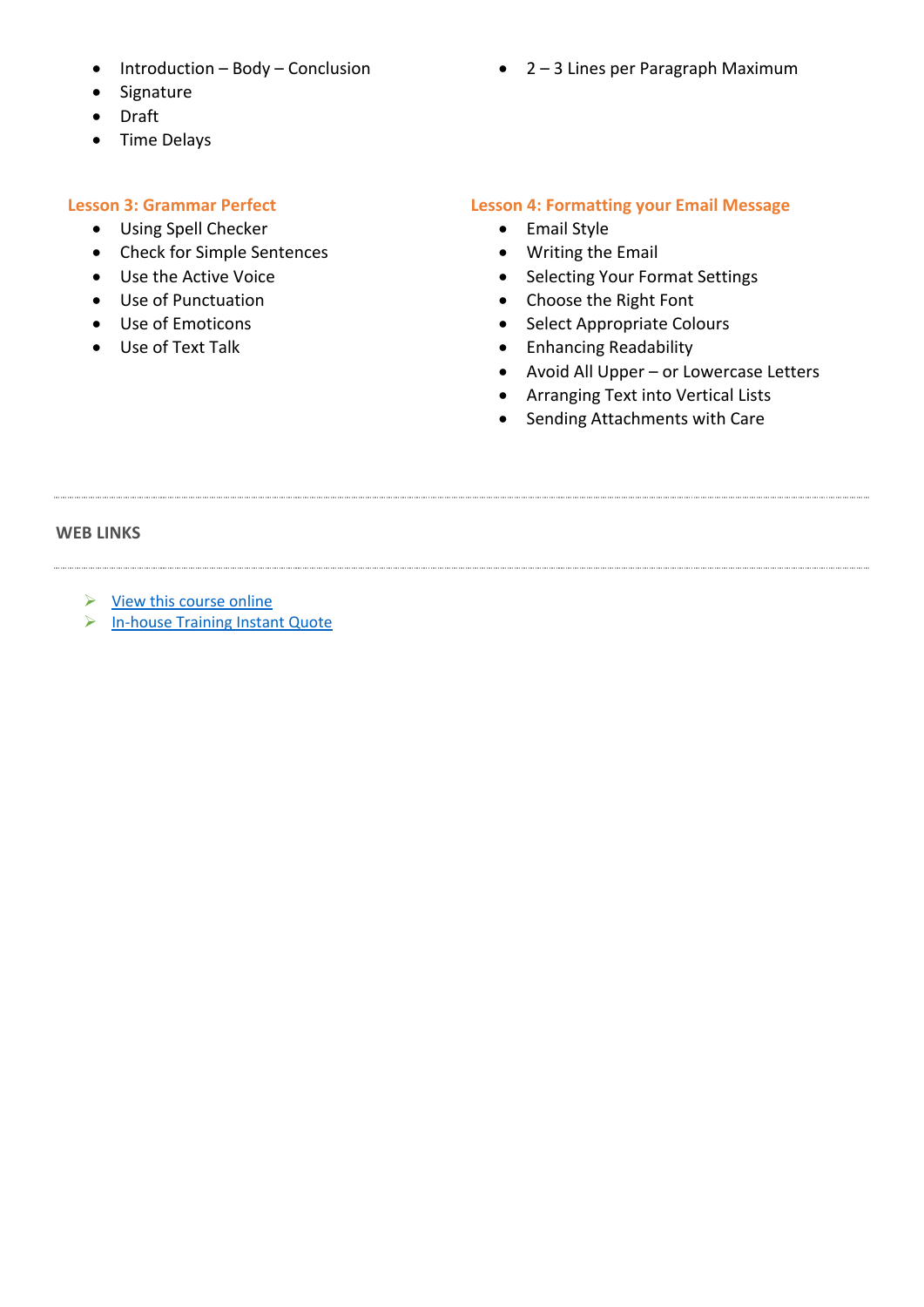- Introduction – Body – Conclusion
- Signature
- Draft
- Time Delays
- 2 – 3 Lines per Paragraph Maximum

### Lesson 3: Grammar Perfect

- Using Spell Checker
- Check for Simple Sentences
- Use the Active Voice
- Use of Punctuation
- Use of Emoticons
- Use of Text Talk

### Lesson 4: Formatting your Email Message

- Email Style
- Writing the Email
- Selecting Your Format Settings
- Choose the Right Font
- Select Appropriate Colours
- Enhancing Readability
- Avoid All Upper – or Lowercase Letters
- Arranging Text into Vertical Lists
- Sending Attachments with Care

## WEB LINKS

- View this course online
- In-house Training Instant Quote